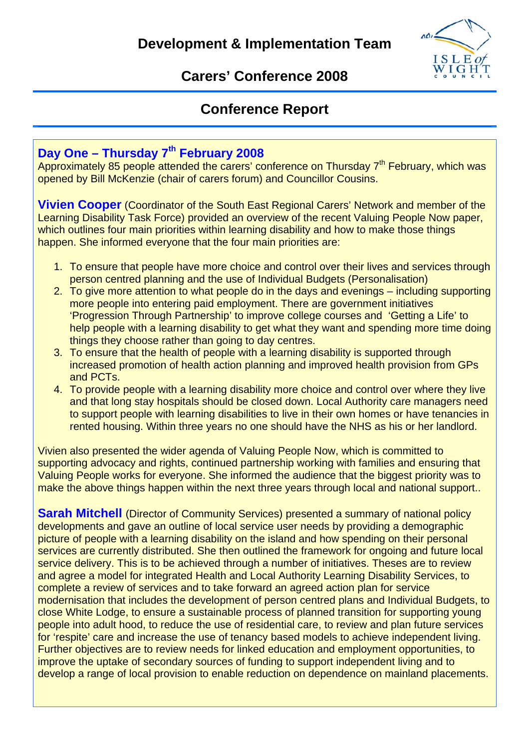# Development & Implementation Team

## Carers' Conference 2008

## Conference Report

### Day One – Thursday 7th February 2008

Approximately 85 people attended the carers' conference on Thursday 7th February, which was opened by Bill McKenzie (chair of carers forum) and Councillor Cousins.

**Vivien Cooper** (Coordinator of the South East Regional Carers' Network and member of the Learning Disability Task Force) provided an overview of the recent Valuing People Now paper, which outlines four main priorities within learning disability and how to make those things happen. She informed everyone that the four main priorities are:

1. To ensure that people have more choice and control over their lives and services through person centred planning and the use of Individual Budgets (Personalisation)
2. To give more attention to what people do in the days and evenings – including supporting more people into entering paid employment. There are government initiatives 'Progression Through Partnership' to improve college courses and 'Getting a Life' to help people with a learning disability to get what they want and spending more time doing things they choose rather than going to day centres.
3. To ensure that the health of people with a learning disability is supported through increased promotion of health action planning and improved health provision from GPs and PCTs.
4. To provide people with a learning disability more choice and control over where they live and that long stay hospitals should be closed down. Local Authority care managers need to support people with learning disabilities to live in their own homes or have tenancies in rented housing. Within three years no one should have the NHS as his or her landlord.

Vivien also presented the wider agenda of Valuing People Now, which is committed to supporting advocacy and rights, continued partnership working with families and ensuring that Valuing People works for everyone. She informed the audience that the biggest priority was to make the above things happen within the next three years through local and national support..

**Sarah Mitchell** (Director of Community Services) presented a summary of national policy developments and gave an outline of local service user needs by providing a demographic picture of people with a learning disability on the island and how spending on their personal services are currently distributed. She then outlined the framework for ongoing and future local service delivery. This is to be achieved through a number of initiatives. Theses are to review and agree a model for integrated Health and Local Authority Learning Disability Services, to complete a review of services and to take forward an agreed action plan for service modernisation that includes the development of person centred plans and Individual Budgets, to close White Lodge, to ensure a sustainable process of planned transition for supporting young people into adult hood, to reduce the use of residential care, to review and plan future services for 'respite' care and increase the use of tenancy based models to achieve independent living. Further objectives are to review needs for linked education and employment opportunities, to improve the uptake of secondary sources of funding to support independent living and to develop a range of local provision to enable reduction on dependence on mainland placements.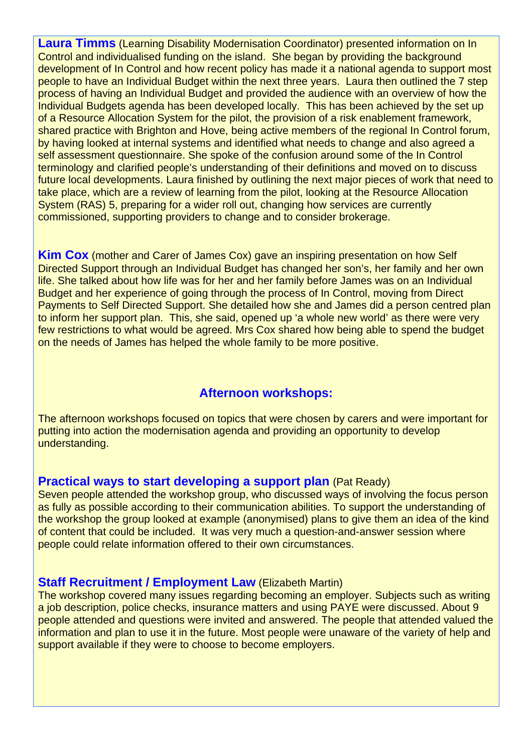**Laura Timms** (Learning Disability Modernisation Coordinator) presented information on In Control and individualised funding on the island. She began by providing the background development of In Control and how recent policy has made it a national agenda to support most people to have an Individual Budget within the next three years. Laura then outlined the 7 step process of having an Individual Budget and provided the audience with an overview of how the Individual Budgets agenda has been developed locally. This has been achieved by the set up of a Resource Allocation System for the pilot, the provision of a risk enablement framework, shared practice with Brighton and Hove, being active members of the regional In Control forum, by having looked at internal systems and identified what needs to change and also agreed a self assessment questionnaire. She spoke of the confusion around some of the In Control terminology and clarified people's understanding of their definitions and moved on to discuss future local developments. Laura finished by outlining the next major pieces of work that need to take place, which are a review of learning from the pilot, looking at the Resource Allocation System (RAS) 5, preparing for a wider roll out, changing how services are currently commissioned, supporting providers to change and to consider brokerage.

**Kim Cox** (mother and Carer of James Cox) gave an inspiring presentation on how Self Directed Support through an Individual Budget has changed her son's, her family and her own life. She talked about how life was for her and her family before James was on an Individual Budget and her experience of going through the process of In Control, moving from Direct Payments to Self Directed Support. She detailed how she and James did a person centred plan to inform her support plan. This, she said, opened up 'a whole new world' as there were very few restrictions to what would be agreed. Mrs Cox shared how being able to spend the budget on the needs of James has helped the whole family to be more positive.

## Afternoon workshops:

The afternoon workshops focused on topics that were chosen by carers and were important for putting into action the modernisation agenda and providing an opportunity to develop understanding.

### Practical ways to start developing a support plan (Pat Ready)

Seven people attended the workshop group, who discussed ways of involving the focus person as fully as possible according to their communication abilities. To support the understanding of the workshop the group looked at example (anonymised) plans to give them an idea of the kind of content that could be included. It was very much a question-and-answer session where people could relate information offered to their own circumstances.

### Staff Recruitment / Employment Law (Elizabeth Martin)

The workshop covered many issues regarding becoming an employer. Subjects such as writing a job description, police checks, insurance matters and using PAYE were discussed. About 9 people attended and questions were invited and answered. The people that attended valued the information and plan to use it in the future. Most people were unaware of the variety of help and support available if they were to choose to become employers.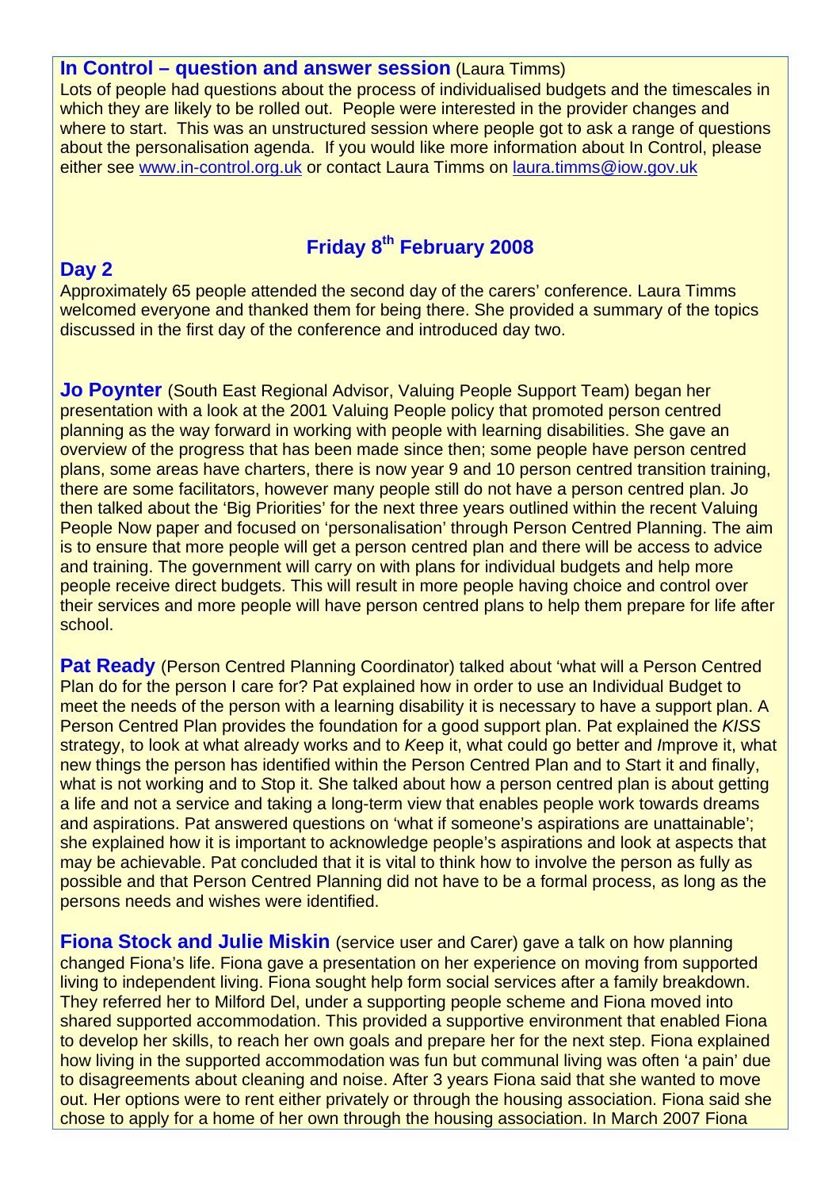**In Control – question and answer session** (Laura Timms)
Lots of people had questions about the process of individualised budgets and the timescales in which they are likely to be rolled out. People were interested in the provider changes and where to start. This was an unstructured session where people got to ask a range of questions about the personalisation agenda. If you would like more information about In Control, please either see www.in-control.org.uk or contact Laura Timms on laura.timms@iow.gov.uk

## Friday 8th February 2008

## Day 2

Approximately 65 people attended the second day of the carers' conference. Laura Timms welcomed everyone and thanked them for being there. She provided a summary of the topics discussed in the first day of the conference and introduced day two.

**Jo Poynter** (South East Regional Advisor, Valuing People Support Team) began her presentation with a look at the 2001 Valuing People policy that promoted person centred planning as the way forward in working with people with learning disabilities. She gave an overview of the progress that has been made since then; some people have person centred plans, some areas have charters, there is now year 9 and 10 person centred transition training, there are some facilitators, however many people still do not have a person centred plan. Jo then talked about the 'Big Priorities' for the next three years outlined within the recent Valuing People Now paper and focused on 'personalisation' through Person Centred Planning. The aim is to ensure that more people will get a person centred plan and there will be access to advice and training. The government will carry on with plans for individual budgets and help more people receive direct budgets. This will result in more people having choice and control over their services and more people will have person centred plans to help them prepare for life after school.

**Pat Ready** (Person Centred Planning Coordinator) talked about 'what will a Person Centred Plan do for the person I care for? Pat explained how in order to use an Individual Budget to meet the needs of the person with a learning disability it is necessary to have a support plan. A Person Centred Plan provides the foundation for a good support plan. Pat explained the *KISS* strategy, to look at what already works and to *K*eep it, what could go better and *I*mprove it, what new things the person has identified within the Person Centred Plan and to *S*tart it and finally, what is not working and to *S*top it. She talked about how a person centred plan is about getting a life and not a service and taking a long-term view that enables people work towards dreams and aspirations. Pat answered questions on 'what if someone's aspirations are unattainable'; she explained how it is important to acknowledge people's aspirations and look at aspects that may be achievable. Pat concluded that it is vital to think how to involve the person as fully as possible and that Person Centred Planning did not have to be a formal process, as long as the persons needs and wishes were identified.

**Fiona Stock and Julie Miskin** (service user and Carer) gave a talk on how planning changed Fiona's life. Fiona gave a presentation on her experience on moving from supported living to independent living. Fiona sought help form social services after a family breakdown. They referred her to Milford Del, under a supporting people scheme and Fiona moved into shared supported accommodation. This provided a supportive environment that enabled Fiona to develop her skills, to reach her own goals and prepare her for the next step. Fiona explained how living in the supported accommodation was fun but communal living was often 'a pain' due to disagreements about cleaning and noise. After 3 years Fiona said that she wanted to move out. Her options were to rent either privately or through the housing association. Fiona said she chose to apply for a home of her own through the housing association. In March 2007 Fiona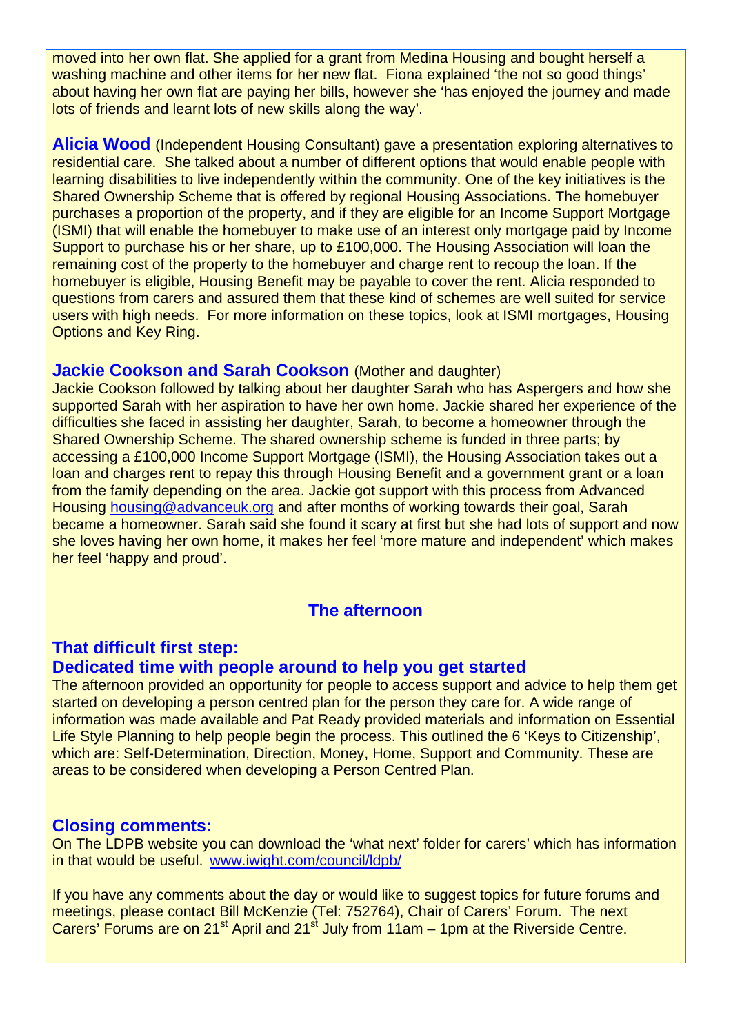moved into her own flat. She applied for a grant from Medina Housing and bought herself a washing machine and other items for her new flat. Fiona explained 'the not so good things' about having her own flat are paying her bills, however she 'has enjoyed the journey and made lots of friends and learnt lots of new skills along the way'.

**Alicia Wood** (Independent Housing Consultant) gave a presentation exploring alternatives to residential care. She talked about a number of different options that would enable people with learning disabilities to live independently within the community. One of the key initiatives is the Shared Ownership Scheme that is offered by regional Housing Associations. The homebuyer purchases a proportion of the property, and if they are eligible for an Income Support Mortgage (ISMI) that will enable the homebuyer to make use of an interest only mortgage paid by Income Support to purchase his or her share, up to £100,000. The Housing Association will loan the remaining cost of the property to the homebuyer and charge rent to recoup the loan. If the homebuyer is eligible, Housing Benefit may be payable to cover the rent. Alicia responded to questions from carers and assured them that these kind of schemes are well suited for service users with high needs. For more information on these topics, look at ISMI mortgages, Housing Options and Key Ring.

**Jackie Cookson and Sarah Cookson** (Mother and daughter)
Jackie Cookson followed by talking about her daughter Sarah who has Aspergers and how she supported Sarah with her aspiration to have her own home. Jackie shared her experience of the difficulties she faced in assisting her daughter, Sarah, to become a homeowner through the Shared Ownership Scheme. The shared ownership scheme is funded in three parts; by accessing a £100,000 Income Support Mortgage (ISMI), the Housing Association takes out a loan and charges rent to repay this through Housing Benefit and a government grant or a loan from the family depending on the area. Jackie got support with this process from Advanced Housing housing@advanceuk.org and after months of working towards their goal, Sarah became a homeowner. Sarah said she found it scary at first but she had lots of support and now she loves having her own home, it makes her feel 'more mature and independent' which makes her feel 'happy and proud'.

## The afternoon

### That difficult first step: Dedicated time with people around to help you get started

The afternoon provided an opportunity for people to access support and advice to help them get started on developing a person centred plan for the person they care for. A wide range of information was made available and Pat Ready provided materials and information on Essential Life Style Planning to help people begin the process. This outlined the 6 'Keys to Citizenship', which are: Self-Determination, Direction, Money, Home, Support and Community. These are areas to be considered when developing a Person Centred Plan.

### Closing comments:

On The LDPB website you can download the 'what next' folder for carers' which has information in that would be useful. www.iwight.com/council/ldpb/

If you have any comments about the day or would like to suggest topics for future forums and meetings, please contact Bill McKenzie (Tel: 752764), Chair of Carers' Forum. The next Carers' Forums are on 21st April and 21st July from 11am – 1pm at the Riverside Centre.